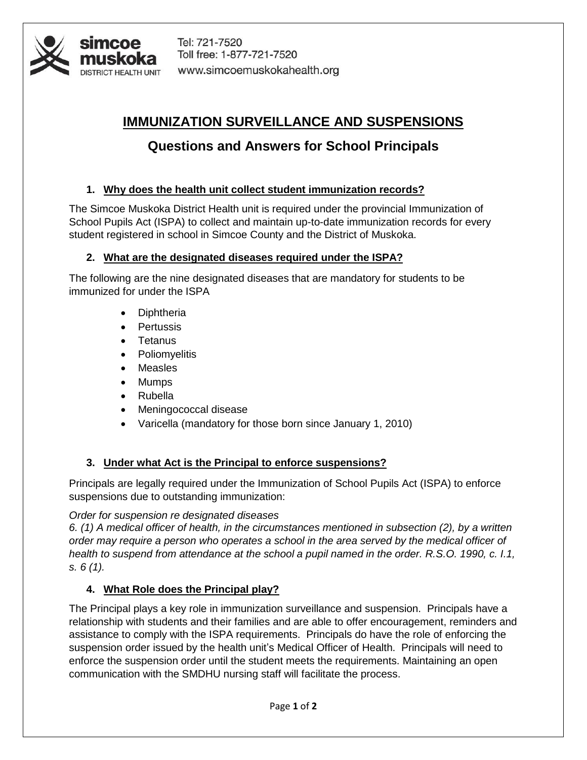simcoe muskoka DISTRICT HEALTH UNIT

Tel: 721-7520
Toll free: 1-877-721-7520
www.simcoemuskokahealth.org

# IMMUNIZATION SURVEILLANCE AND SUSPENSIONS

## Questions and Answers for School Principals

### 1. Why does the health unit collect student immunization records?

The Simcoe Muskoka District Health unit is required under the provincial Immunization of School Pupils Act (ISPA) to collect and maintain up-to-date immunization records for every student registered in school in Simcoe County and the District of Muskoka.

### 2. What are the designated diseases required under the ISPA?

The following are the nine designated diseases that are mandatory for students to be immunized for under the ISPA

- Diphtheria
- Pertussis
- Tetanus
- Poliomyelitis
- Measles
- Mumps
- Rubella
- Meningococcal disease
- Varicella (mandatory for those born since January 1, 2010)

### 3. Under what Act is the Principal to enforce suspensions?

Principals are legally required under the Immunization of School Pupils Act (ISPA) to enforce suspensions due to outstanding immunization:

*Order for suspension re designated diseases*
*6. (1) A medical officer of health, in the circumstances mentioned in subsection (2), by a written order may require a person who operates a school in the area served by the medical officer of health to suspend from attendance at the school a pupil named in the order. R.S.O. 1990, c. I.1, s. 6 (1).*

### 4. What Role does the Principal play?

The Principal plays a key role in immunization surveillance and suspension. Principals have a relationship with students and their families and are able to offer encouragement, reminders and assistance to comply with the ISPA requirements. Principals do have the role of enforcing the suspension order issued by the health unit's Medical Officer of Health. Principals will need to enforce the suspension order until the student meets the requirements. Maintaining an open communication with the SMDHU nursing staff will facilitate the process.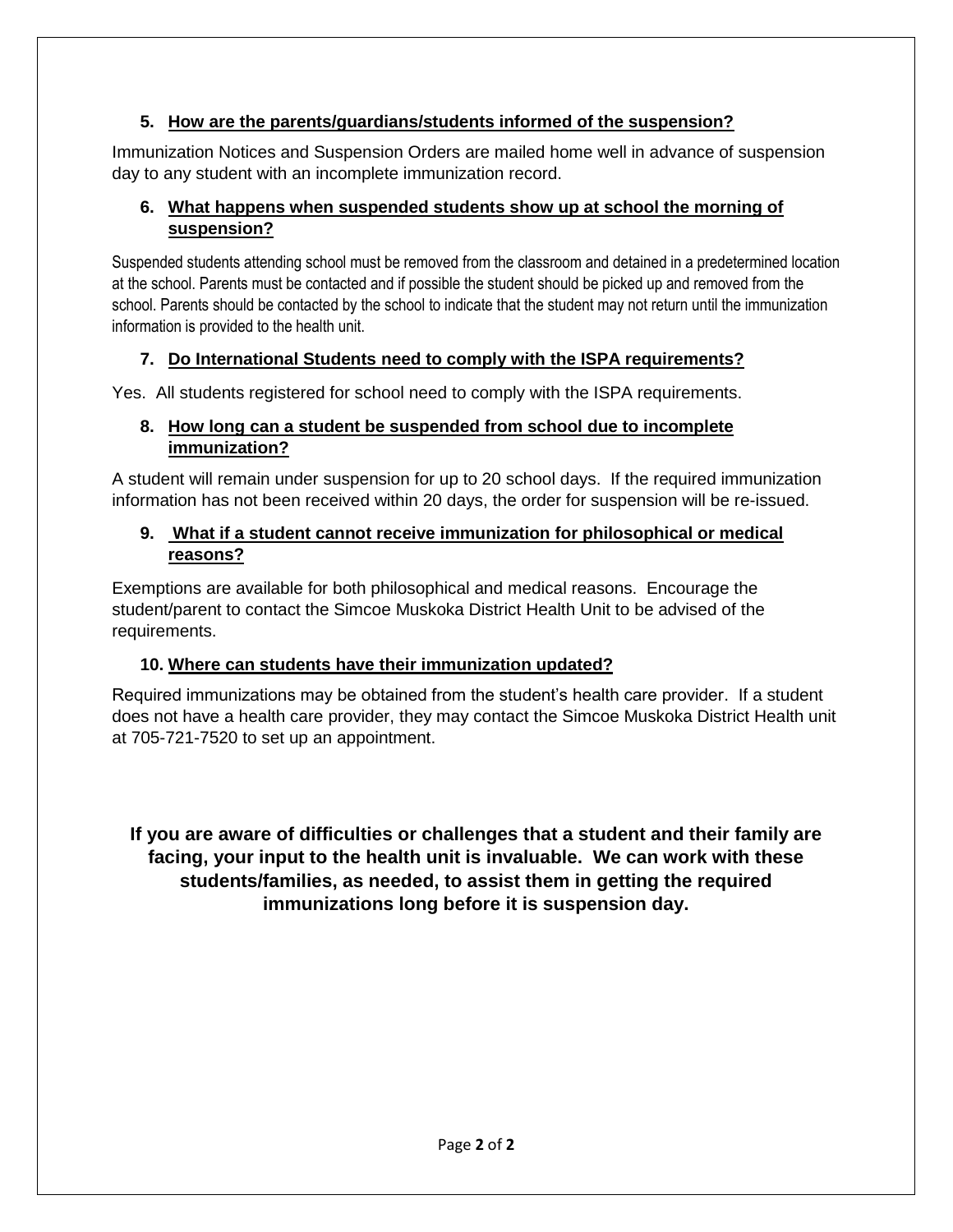**5. How are the parents/guardians/students informed of the suspension?**

Immunization Notices and Suspension Orders are mailed home well in advance of suspension day to any student with an incomplete immunization record.

**6. What happens when suspended students show up at school the morning of suspension?**

Suspended students attending school must be removed from the classroom and detained in a predetermined location at the school. Parents must be contacted and if possible the student should be picked up and removed from the school. Parents should be contacted by the school to indicate that the student may not return until the immunization information is provided to the health unit.

**7. Do International Students need to comply with the ISPA requirements?**

Yes. All students registered for school need to comply with the ISPA requirements.

**8. How long can a student be suspended from school due to incomplete immunization?**

A student will remain under suspension for up to 20 school days. If the required immunization information has not been received within 20 days, the order for suspension will be re-issued.

**9. What if a student cannot receive immunization for philosophical or medical reasons?**

Exemptions are available for both philosophical and medical reasons. Encourage the student/parent to contact the Simcoe Muskoka District Health Unit to be advised of the requirements.

**10. Where can students have their immunization updated?**

Required immunizations may be obtained from the student's health care provider. If a student does not have a health care provider, they may contact the Simcoe Muskoka District Health unit at 705-721-7520 to set up an appointment.

**If you are aware of difficulties or challenges that a student and their family are facing, your input to the health unit is invaluable. We can work with these students/families, as needed, to assist them in getting the required immunizations long before it is suspension day.**